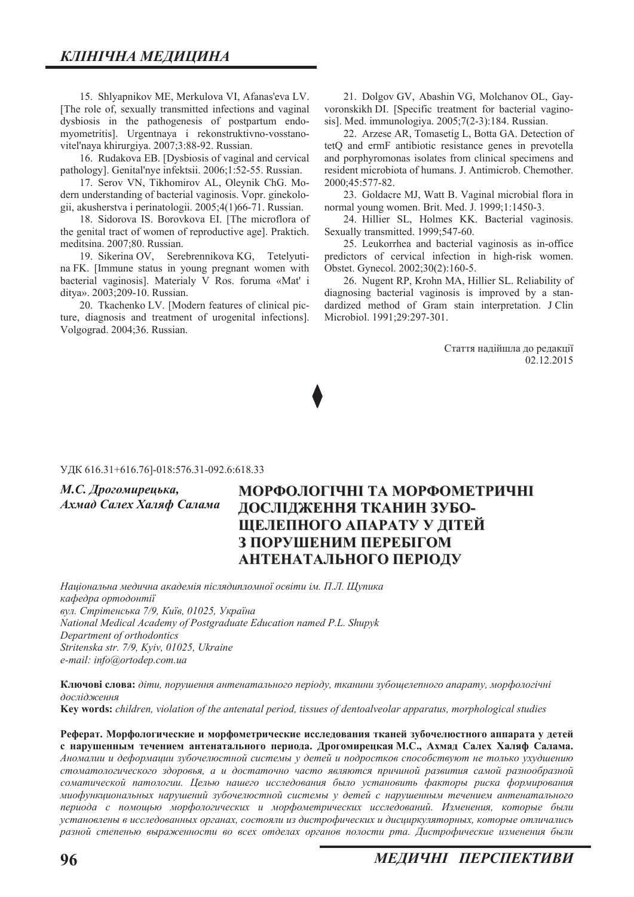15. Shlyapnikov ME, Merkulova VI, Afanas'eva LV. [The role of, sexually transmitted infections and vaginal dysbiosis in the pathogenesis of postpartum endomyometritis]. Urgentnaya i rekonstruktivno-vosstanovitel'naya khirurgiya. 2007;3:88-92. Russian.

16. Rudakova EB. [Dysbiosis of vaginal and cervical pathology]. Genital'nye infektsii. 2006;1:52-55. Russian.

17. Serov VN, Tikhomirov AL, Oleynik ChG. Modern understanding of bacterial vaginosis. Vopr. ginekologii, akusherstva i perinatologii. 2005;4(1)66-71. Russian.

18. Sidorova IS. Borovkova EI. [The microflora of the genital tract of women of reproductive age]. Praktich. meditsina. 2007;80. Russian.

19. Sikerina OV, Serebrennikova KG, Tetelyutina FK. [Immune status in young pregnant women with bacterial vaginosis]. Materialy V Ros. foruma «Mat' i ditya». 2003;209-10. Russian.

20. Tkachenko LV. [Modern features of clinical picture, diagnosis and treatment of urogenital infections]. Volgograd. 2004;36. Russian.

21. Dolgov GV, Abashin VG, Molchanov OL, Gayvoronskikh DI. [Specific treatment for bacterial vaginosis]. Med. immunologiya. 2005;7(2-3):184. Russian.

22. Arzese AR, Tomasetig L, Botta GA. Detection of tetQ and ermF antibiotic resistance genes in prevotella and porphyromonas isolates from clinical specimens and resident microbiota of humans. J. Antimicrob. Chemother. 2000;45:577-82.

23. Goldacre MJ, Watt B. Vaginal microbial flora in normal young women. Brit. Med. J. 1999;1:1450-3.

24. Hillier SL, Holmes KK. Bacterial vaginosis. Sexually transmitted. 1999;547-60.

25. Leukorrhea and bacterial vaginosis as in-office predictors of cervical infection in high-risk women. Obstet. Gynecol. 2002;30(2):160-5.

26. Nugent RP, Krohn MA, Hillier SL. Reliability of diagnosing bacterial vaginosis is improved by a standardized method of Gram stain interpretation. J Clin Microbiol. 1991;29:297-301.

Стаття надійшла до редакції 02.12.2015

◆

УДК 616.31+616.76]-018:576.31-092.6:618.33

*М.С. Дрогомирецька, Ахмад Салех Халяф Салама*

# МОРФОЛОГІЧНІ ТА МОРФОМЕТРИЧНІ ДОСЛІДЖЕННЯ ТКАНИН ЗУБО-ЩЕЛЕПНОГО АПАРАТУ У ДІТЕЙ З ПОРУШЕНИМ ПЕРЕБІГОМ АНТЕНАТАЛЬНОГО ПЕРІОДУ

*Національна медична академія післядипломної освіти ім. П.Л. Щупика*
*кафедра ортодонтії*
*вул. Стрітенська 7/9, Київ, 01025, Україна*
*National Medical Academy of Postgraduate Education named P.L. Shupyk*
*Department of orthodontics*
*Stritenska str. 7/9, Kyiv, 01025, Ukraine*
*e-mail: info@ortodep.com.ua*

**Ключові слова:** *діти, порушення антенатального періоду, тканини зубощелепного апарату, морфологічні дослідження*
**Key words:** *children, violation of the antenatal period, tissues of dentoalveolar apparatus, morphological studies*

**Реферат. Морфологические и морфометрические исследования тканей зубочелюстного аппарата у детей с нарушенным течением антенатального периода. Дрогомирецкая М.С., Ахмад Салех Халяф Салама.** *Аномалии и деформации зубочелюстной системы у детей и подростков способствуют не только ухудшению стоматологического здоровья, а и достаточно часто являются причиной развития самой разнообразной соматической патологии. Целью нашего исследования было установить факторы риска формирования миофункциональных нарушений зубочелюстной системы у детей с нарушенным течением антенатального периода с помощью морфологических и морфометрических исследований. Изменения, которые были установлены в исследованных органах, состояли из дистрофических и дисциркуляторных, которые отличались разной степенью выраженности во всех отделах органов полости рта. Дистрофические изменения были*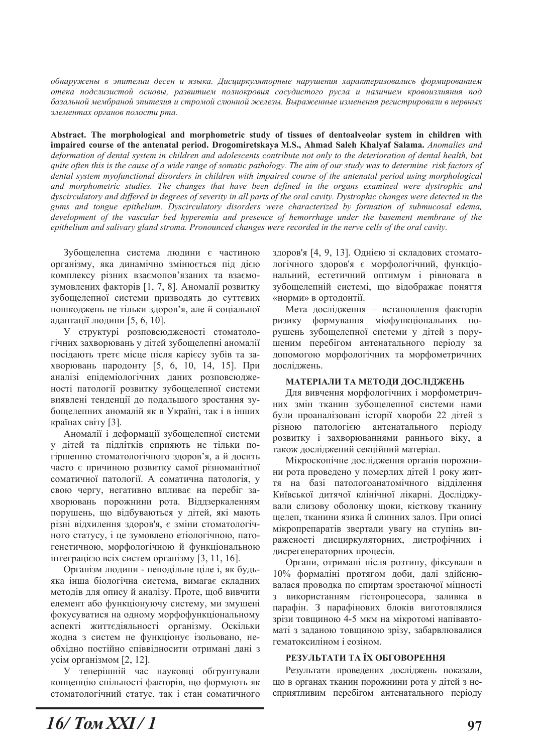*обнаружены в эпителии десен и языка. Дисциркуляторные нарушения характеризовались формированием отека подслизистой основы, развитием полнокровия сосудистого русла и наличием кровоизлияния под базальной мембраной эпителия и стромой слюнной железы. Выраженные изменения регистрировали в нервных элементах органов полости рта.*

**Abstract. The morphological and morphometric study of tissues of dentoalveolar system in children with impaired course of the antenatal period. Drogomiretskaya M.S., Ahmad Saleh Khalyaf Salama.** *Anomalies and deformation of dental system in children and adolescents contribute not only to the deterioration of dental health, bat quite often this is the cause of a wide range of somatic pathology. The aim of our study was to determine risk factors of dental system myofunctional disorders in children with impaired course of the antenatal period using morphological and morphometric studies. The changes that have been defined in the organs examined were dystrophic and dyscirculatory and differed in degrees of severity in all parts of the oral cavity. Dystrophic changes were detected in the gums and tongue epithelium. Dyscirculatory disorders were characterized by formation of submucosal edema, development of the vascular bed hyperemia and presence of hemorrhage under the basement membrane of the epithelium and salivary gland stroma. Pronounced changes were recorded in the nerve cells of the oral cavity.*

Зубощелепна система людини є частиною організму, яка динамічно змінюється під дією комплексу різних взаємопов'язаних та взаємозумовлених факторів [1, 7, 8]. Аномалії розвитку зубощелепної системи призводять до суттєвих пошкоджень не тільки здоров'я, але й соціальної адаптації людини [5, 6, 10].

У структурі розповсюдженості стоматологічних захворювань у дітей зубощелепні аномалії посідають третє місце після карієсу зубів та захворювань пародонту [5, 6, 10, 14, 15]. При аналізі епідеміологічних даних розповсюдженості патології розвитку зубощелепної системи виявлені тенденції до подальшого зростання зубощелепних аномалій як в Україні, так і в інших країнах світу [3].

Аномалії і деформації зубощелепної системи у дітей та підлітків сприяють не тільки погіршенню стоматологічного здоров'я, а й досить часто є причиною розвитку самої різноманітної соматичної патології. А соматична патологія, у свою чергу, негативно впливає на перебіг захворювань порожнини рота. Віддзеркаленням порушень, що відбуваються у дітей, які мають різні відхилення здоров'я, є зміни стоматологічного статусу, і це зумовлено етіологічною, патогенетичною, морфологічною й функціональною інтеграцією всіх систем організму [3, 11, 16].

Організм людини - неподільне ціле і, як будь-яка інша біологічна система, вимагає складних методів для опису й аналізу. Проте, щоб вивчити елемент або функціонуючу систему, ми змушені фокусуватися на одному морфофункціональному аспекті життєдіяльності організму. Оскільки жодна з систем не функціонує ізольовано, необхідно постійно співвідносити отримані дані з усім організмом [2, 12].

У теперішній час науковці обгрунтували концепцію спільності факторів, що формують як стоматологічний статус, так і стан соматичного здоров'я [4, 9, 13]. Однією зі складових стоматологічного здоров'я є морфологічний, функціональний, естетичний оптимум і рівновага в зубощелепній системі, що відображає поняття «норми» в ортодонтії.

Мета дослідження – встановлення факторів ризику формування міофункціональних порушень зубощелепної системи у дітей з порушеним перебігом антенатального періоду за допомогою морфологічних та морфометричних досліджень.

## МАТЕРІАЛИ ТА МЕТОДИ ДОСЛІДЖЕНЬ

Для вивчення морфологічних і морфометричних змін тканин зубощелепної системи нами були проаналізовані історії хвороби 22 дітей з різною патологією антенатального періоду розвитку і захворюваннями раннього віку, а також досліджений секційний матеріал.

Мікроскопічне дослідження органів порожнини рота проведено у померлих дітей 1 року життя на базі патологоанатомічного відділення Київської дитячої клінічної лікарні. Досліджували слизову оболонку щоки, кісткову тканину щелеп, тканини язика й слинних залоз. При описі мікропрепаратів звертали увагу на ступінь вираженості дисциркуляторних, дистрофічних і дисрегенераторних процесів.

Органи, отримані після розтину, фіксували в 10% формаліні протягом доби, далі здійснювалася проводка по спиртам зростаючої міцності з використанням гістопроцесора, заливка в парафін. З парафінових блоків виготовлялися зрізи товщиною 4-5 мкм на мікротомі напівавтоматі з заданою товщиною зрізу, забарвлювалися гематоксиліном і еозіном.

## РЕЗУЛЬТАТИ ТА ЇХ ОБГОВОРЕННЯ

Результати проведених досліджень показали, що в органах тканин порожнини рота у дітей з несприятливим перебігом антенатального періоду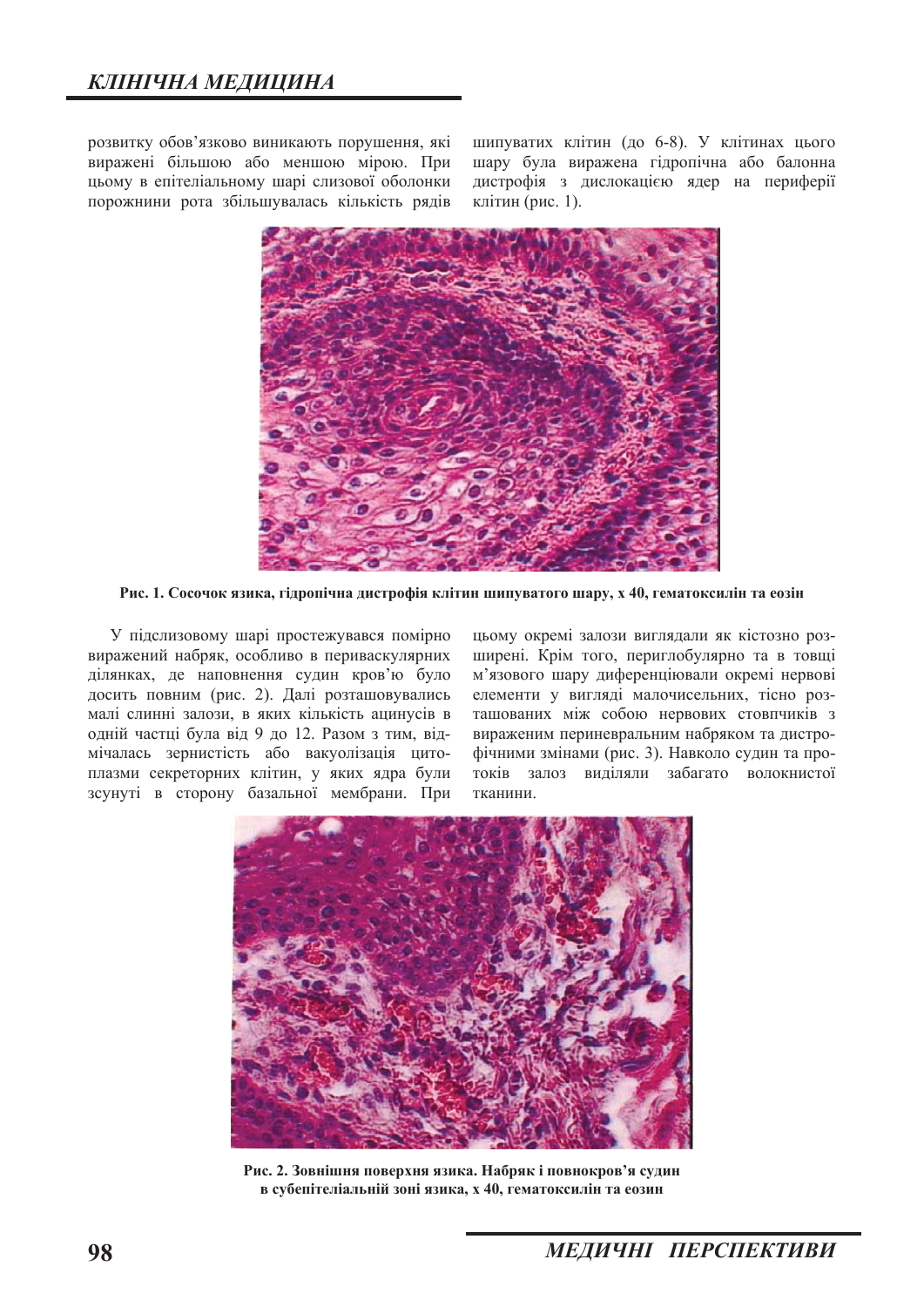розвитку обов'язково виникають порушення, які виражені більшою або меншою мірою. При цьому в епітеліальному шарі слизової оболонки порожнини рота збільшувалась кількість рядів шипуватих клітин (до 6-8). У клітинах цього шару була виражена гідропічна або балонна дистрофія з дислокацією ядер на периферії клітин (рис. 1).

**Рис. 1. Сосочок язика, гідропічна дистрофія клітин шипуватого шару, х 40, гематоксилін та еозін**

У підслизовому шарі простежувався помірно виражений набряк, особливо в периваскулярних ділянках, де наповнення судин кров'ю було досить повним (рис. 2). Далі розташовувались малі слинні залози, в яких кількість ацинусів в одній частці була від 9 до 12. Разом з тим, відмічалась зернистість або вакуолізація цитоплазми секреторних клітин, у яких ядра були зсунуті в сторону базальної мембрани. При цьому окремі залози виглядали як кістозно розширені. Крім того, периглобулярно та в товщі м'язового шару диференціювали окремі нервові елементи у вигляді малочисельних, тісно розташованих між собою нервових стовпчиків з вираженим периневральним набряком та дистрофічними змінами (рис. 3). Навколо судин та протоків залоз виділяли забагато волокнистої тканини.

**Рис. 2. Зовнішня поверхня язика. Набряк і повнокров'я судин в субепітеліальній зоні язика, х 40, гематоксилін та еозин**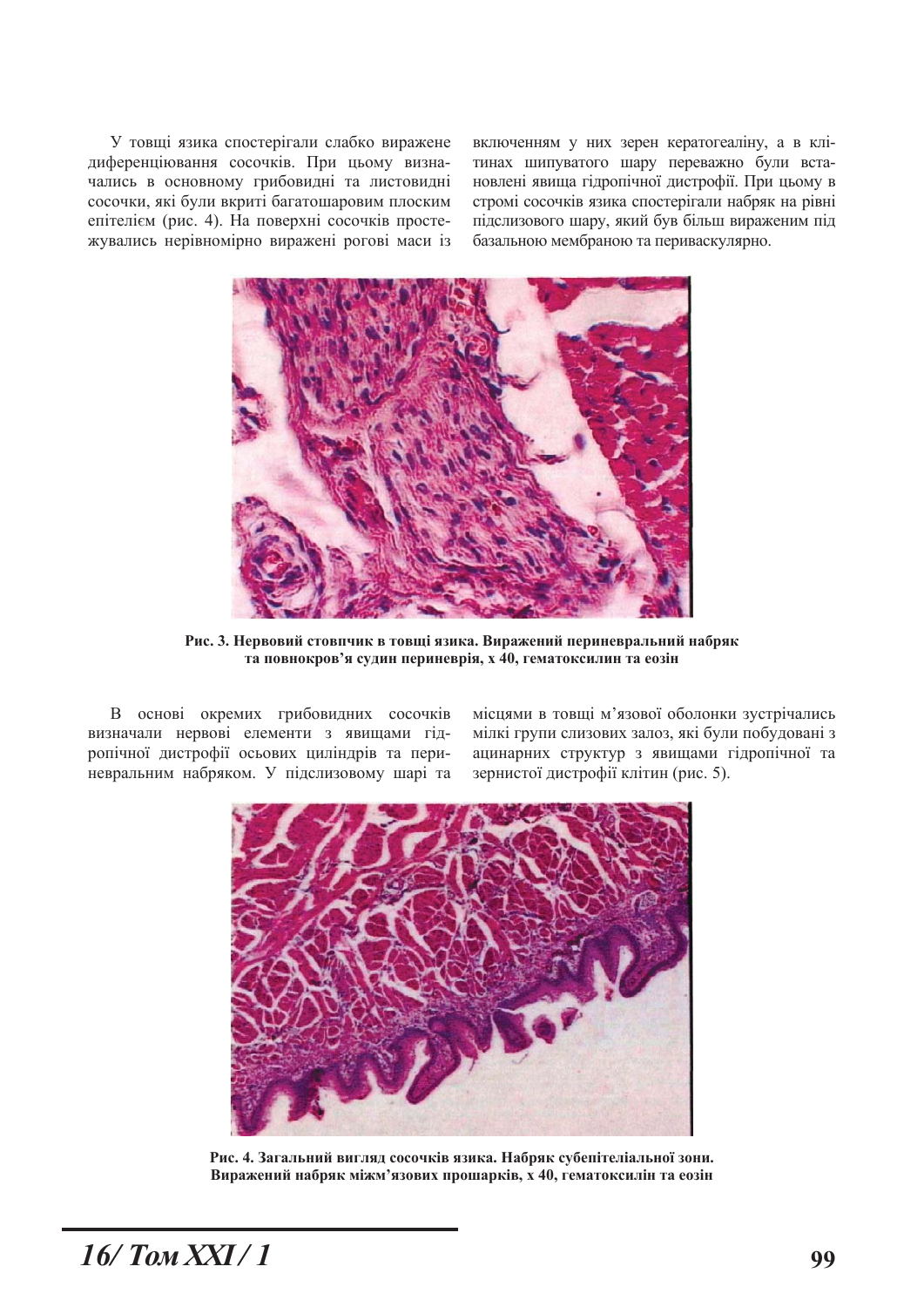У товщі язика спостерігали слабко виражене диференціювання сосочків. При цьому визначались в основному грибовидні та листовидні сосочки, які були вкриті багатошаровим плоским епітелієм (рис. 4). На поверхні сосочків простежувались нерівномірно виражені рогові маси із включенням у них зерен кератогеаліну, а в клітинах шипуватого шару переважно були встановлені явища гідропічної дистрофії. При цьому в стромі сосочків язика спостерігали набряк на рівні підслизового шару, який був більш вираженим під базальною мембраною та периваскулярно.

**Рис. 3. Нервовий стовпчик в товщі язика. Виражений периневральний набряк та повнокров'я судин периневрія, х 40, гематоксилин та еозін**

В основі окремих грибовидних сосочків визначали нервові елементи з явищами гідропічної дистрофії осьових циліндрів та периневральним набряком. У підслизовому шарі та місцями в товщі м'язової оболонки зустрічались мілкі групи слизових залоз, які були побудовані з ацинарних структур з явищами гідропічної та зернистої дистрофії клітин (рис. 5).

**Рис. 4. Загальний вигляд сосочків язика. Набряк субепітеліальної зони. Виражений набряк міжм'язових прошарків, х 40, гематоксилін та еозін**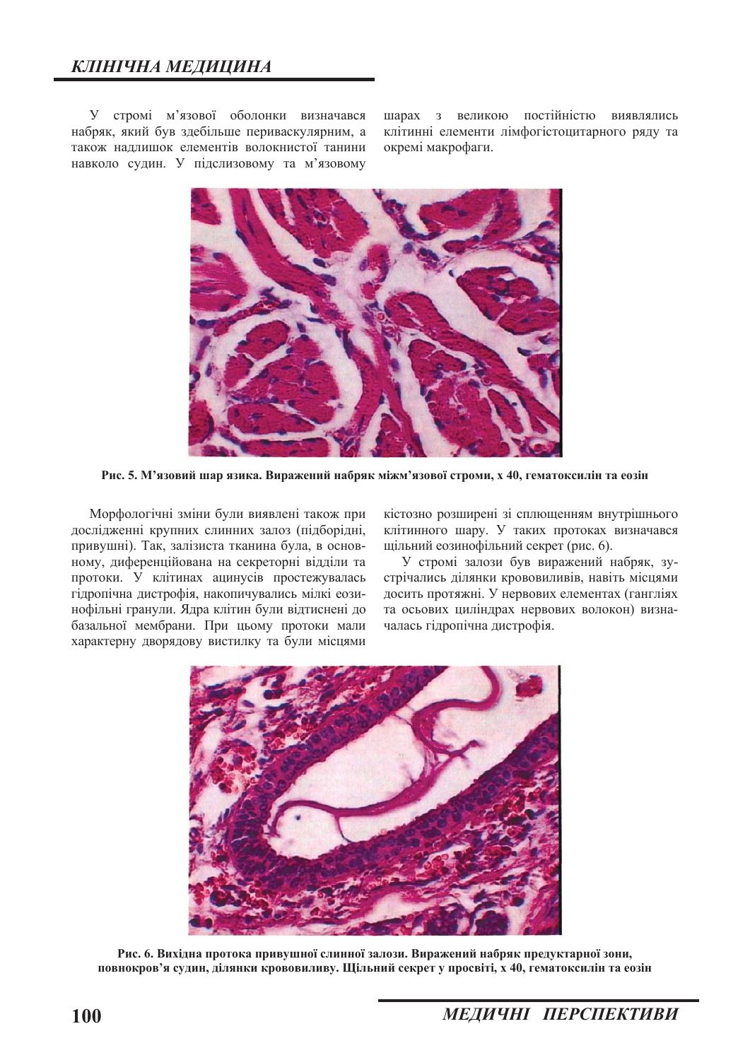У стромі м'язової оболонки визначався набряк, який був здебільше периваскулярним, а також надлишок елементів волокнистої танини навколо судин. У підслизовому та м'язовому шарах з великою постійністю виявлялись клітинні елементи лімфогістоцитарного ряду та окремі макрофаги.

**Рис. 5. М'язовий шар язика. Виражений набряк міжм'язової строми, х 40, гематоксилін та еозін**

Морфологічні зміни були виявлені також при дослідженні крупних слинних залоз (підборідні, привушні). Так, залізиста тканина була, в основному, диференційована на секреторні відділи та протоки. У клітинах ацинусів простежувалась гідропічна дистрофія, накопичувались мілкі еозинофільні гранули. Ядра клітин були відтиснені до базальної мембрани. При цьому протоки мали характерну дворядову вистилку та були місцями кістозно розширені зі сплющенням внутрішнього клітинного шару. У таких протоках визначався щільний еозинофільний секрет (рис. 6).

У стромі залози був виражений набряк, зустрічались ділянки крововиливів, навіть місцями досить протяжні. У нервових елементах (гангліях та осьових циліндрах нервових волокон) визначалась гідропічна дистрофія.

**Рис. 6. Вихідна протока привушної слинної залози. Виражений набряк предуктарної зони, повнокров'я судин, ділянки крововиливу. Щільний секрет у просвіті, х 40, гематоксилін та еозін**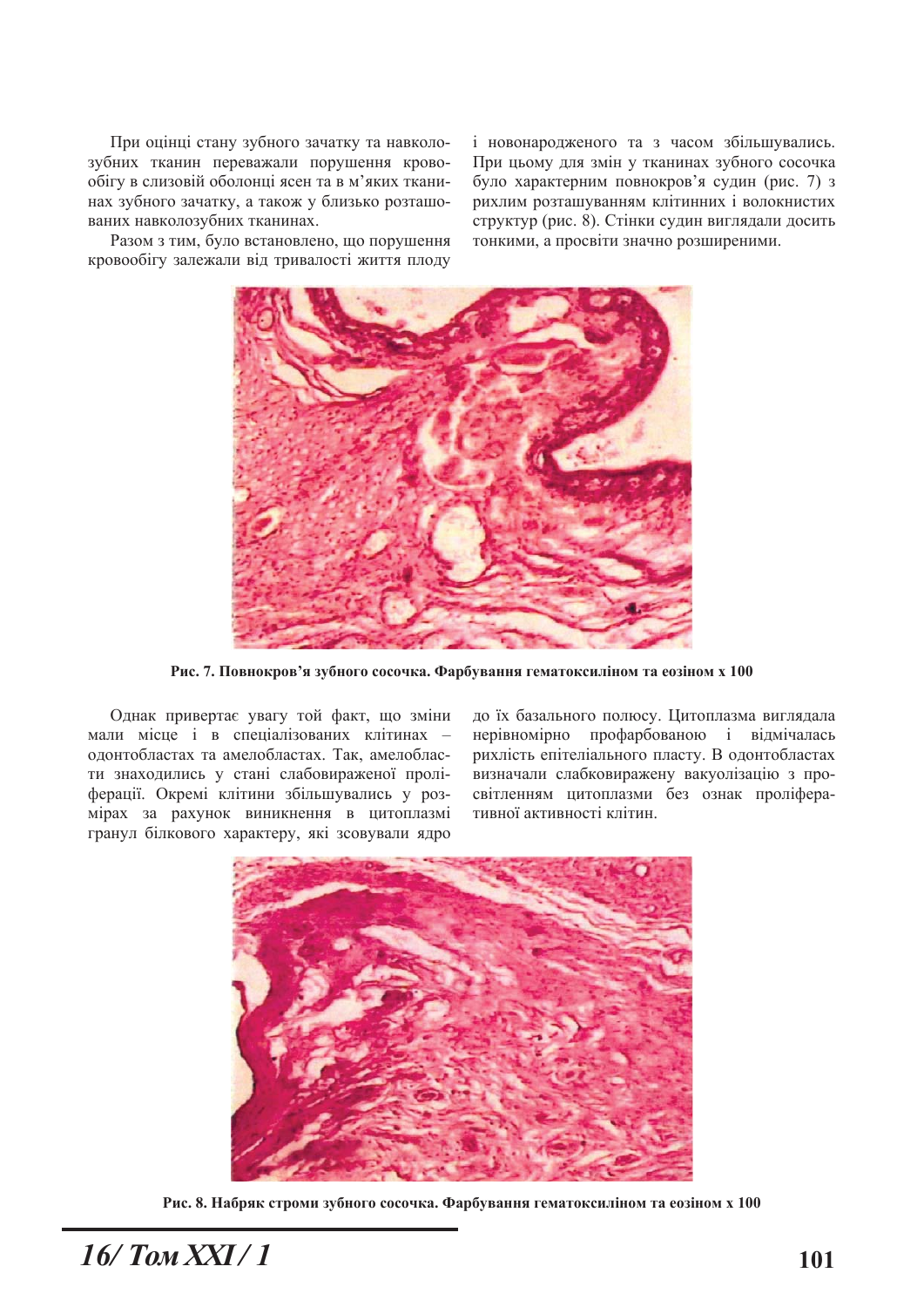При оцінці стану зубного зачатку та навколозубних тканин переважали порушення кровообігу в слизовій оболонці ясен та в м'яких тканинах зубного зачатку, а також у близько розташованих навколозубних тканинах.

Разом з тим, було встановлено, що порушення кровообігу залежали від тривалості життя плоду і новонародженого та з часом збільшувались. При цьому для змін у тканинах зубного сосочка було характерним повнокров'я судин (рис. 7) з рихлим розташуванням клітинних і волокнистих структур (рис. 8). Стінки судин виглядали досить тонкими, а просвіти значно розширеними.

**Рис. 7. Повнокров'я зубного сосочка. Фарбування гематоксиліном та еозіном х 100**

Однак привертає увагу той факт, що зміни мали місце і в спеціалізованих клітинах – одонтобластах та амелобластах. Так, амелобласти знаходились у стані слабовираженої проліферації. Окремі клітини збільшувались у розмірах за рахунок виникнення в цитоплазмі гранул білкового характеру, які зсовували ядро до їх базального полюсу. Цитоплазма виглядала нерівномірно профарбованою і відмічалась рихлість епітеліального пласту. В одонтобластах визначали слабковиражену вакуолізацію з просвітленням цитоплазми без ознак проліферативної активності клітин.

**Рис. 8. Набряк строми зубного сосочка. Фарбування гематоксиліном та еозіном х 100**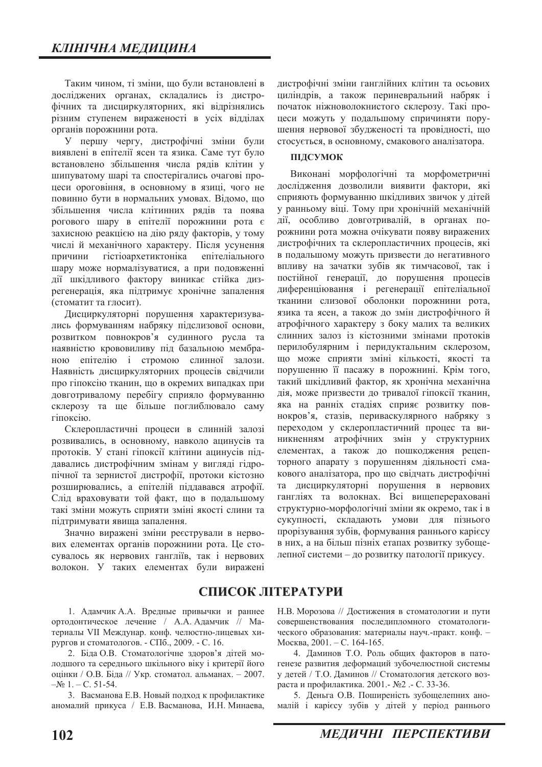Таким чином, ті зміни, що були встановлені в досліджених органах, складались із дистрофічних та дисциркуляторних, які відрізнялись різним ступенем вираженості в усіх відділах органів порожнини рота.

У першу чергу, дистрофічні зміни були виявлені в епітелії ясен та язика. Саме тут було встановлено збільшення числа рядів клітин у шипуватому шарі та спостерігались очагові процеси ороговіння, в основному в язиці, чого не повинно бути в нормальних умовах. Відомо, що збільшення числа клітинних рядів та поява рогового шару в епітелії порожнини рота є захисною реакцією на дію ряду факторів, у тому числі й механічного характеру. Після усунення причини гістіоархетиктоніка епітеліального шару може нормалізуватися, а при подовженні дії шкідливого фактору виникає стійка дизрегенерація, яка підтримує хронічне запалення (стоматит та глосит).

Дисциркуляторні порушення характеризувались формуванням набряку підслизової основи, розвитком повнокров'я судинного русла та наявністю крововиливу під базальною мембраною епітелію і стромою слинної залози. Наявність дисциркуляторних процесів свідчили про гіпоксію тканин, що в окремих випадках при довготривалому перебігу сприяло формуванню склерозу та ще більше поглиблювало саму гіпоксію.

Склеропластичні процеси в слинній залозі розвивались, в основному, навколо ацинусів та протоків. У стані гіпоксії клітини ацинусів піддавались дистрофічним змінам у вигляді гідропічної та зернистої дистрофії, протоки кістозно розширювались, а епітелій піддавався атрофії. Слід враховувати той факт, що в подальшому такі зміни можуть сприяти зміні якості слини та підтримувати явища запалення.

Значно виражені зміни реєстрували в нервових елементах органів порожнини рота. Це стосувалось як нервових гангліїв, так і нервових волокон. У таких елементах були виражені дистрофічні зміни гангліїних клітин та осьових циліндрів, а також периневральний набряк і початок ніжноволокнистого склерозу. Такі процеси можуть у подальшому спричиняти порушення нервової збудженості та провідності, що стосується, в основному, смакового аналізатора.

**ПІДСУМОК**

Виконані морфологічні та морфометричні дослідження дозволили виявити фактори, які сприяють формуванню шкідливих звичок у дітей у ранньому віці. Тому при хронічній механічній дії, особливо довготривалій, в органах порожнини рота можна очікувати появу виражених дистрофічних та склеропластичних процесів, які в подальшому можуть призвести до негативного впливу на зачатки зубів як тимчасової, так і постійної генерації, до порушення процесів диференціювання і регенерації епітеліальної тканини слизової оболонки порожнини рота, язика та ясен, а також до змін дистрофічного й атрофічного характеру з боку малих та великих слинних залоз із кістозними змінами протоків перилобулярним і перидуктальним склерозом, що може сприяти зміні кількості, якості та порушенню її пасажу в порожнині. Крім того, такий шкідливий фактор, як хронічна механічна дія, може призвести до тривалої гіпоксії тканин, яка на ранніх стадіях сприяє розвитку повнокров'я, стазів, периваскулярного набряку з переходом у склеропластичний процес та виникненням атрофічних змін у структурних елементах, а також до пошкодження рецепторного апарату з порушенням діяльності смакового аналізатора, про що свідчать дистрофічні та дисциркуляторні порушення в нервових гангліях та волокнах. Всі вищеперераховані структурно-морфологічні зміни як окремо, так і в сукупності, складають умови для пізнього прорізування зубів, формування раннього карієсу в них, а на більш пізніх етапах розвитку зубощелепної системи – до розвитку патології прикусу.

## СПИСОК ЛІТЕРАТУРИ

1. Адамчик А.А. Вредные привычки и раннее ортодонтическое лечение / А.А. Адамчик // Материалы VII Междунар. конф. челюстно-лицевых хирургов и стоматологов. - СПб., 2009. - С. 16.

2. Біда О.В. Стоматологічне здоров'я дітей молодшого та середнього шкільного віку і критерії його оцінки / О.В. Біда // Укр. стоматол. альманах. – 2007. –№ 1. – С. 51-54.

3. Васманова Е.В. Новый подход к профилактике аномалий прикуса / Е.В. Васманова, И.Н. Минаева, Н.В. Морозова // Достижения в стоматологии и пути совершенствования последипломного стоматологического образования: материалы науч.-практ. конф. – Москва, 2001. – С. 164-165.

4. Даминов Т.О. Роль общих факторов в патогенезе развития деформаций зубочелюстной системы у детей / Т.О. Даминов // Стоматология детского возраста и профилактика. 2001.- №2 .- С. 33-36.

5. Деньга О.В. Поширеність зубощелепних аномалій і карієсу зубів у дітей у період раннього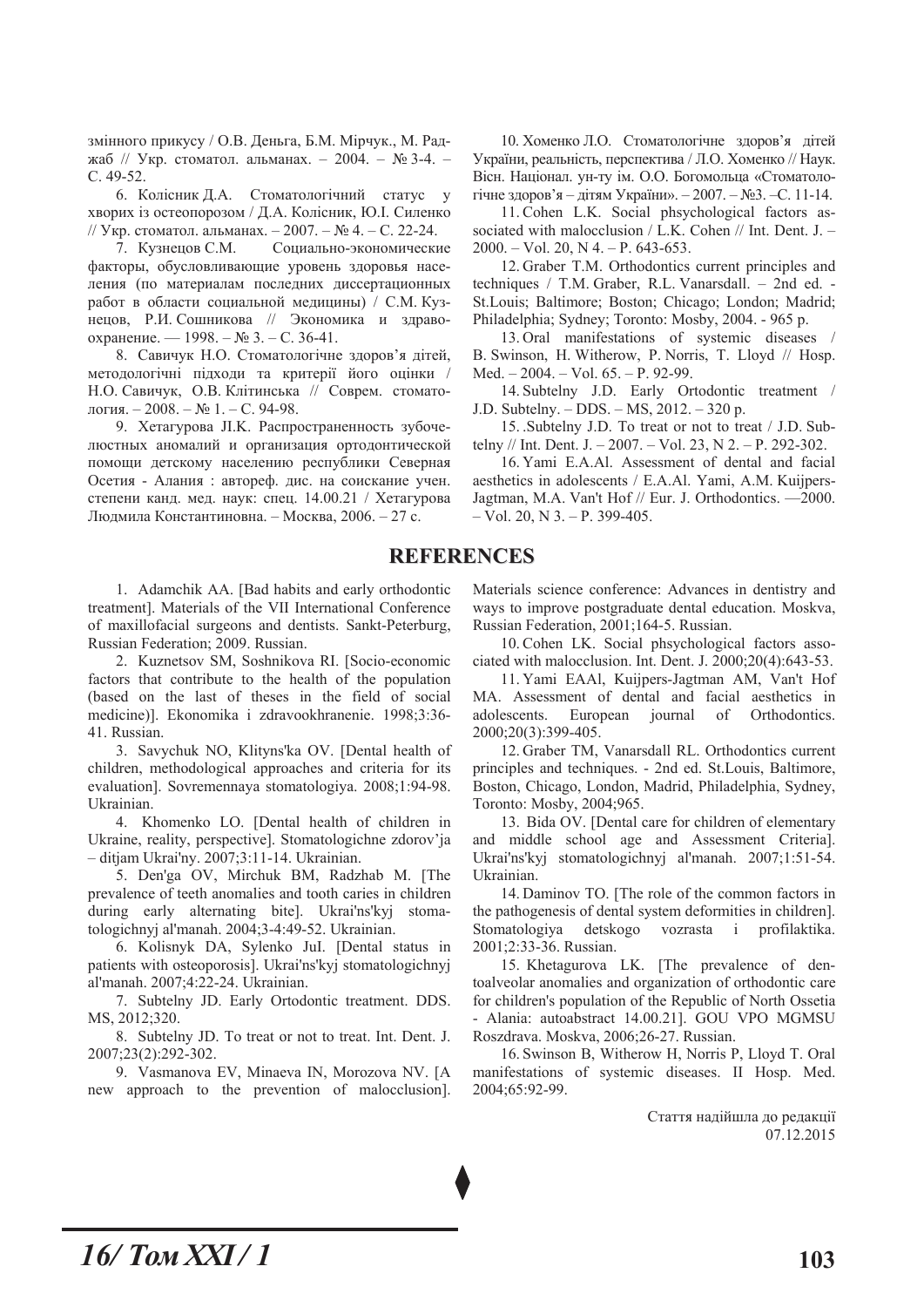змінного прикусу / О.В. Деньга, Б.М. Мірчук., М. Раджаб // Укр. стоматол. альманах. – 2004. – № 3-4. – С. 49-52.

6. Колісник Д.А. Стоматологічний статус у хворих із остеопорозом / Д.А. Колісник, Ю.І. Силенко // Укр. стоматол. альманах. – 2007. – № 4. – С. 22-24.

7. Кузнецов С.М. Социально-экономические факторы, обусловливающие уровень здоровья населения (по материалам последних диссертационных работ в области социальной медицины) / С.М. Кузнецов, Р.И. Сошникова // Экономика и здравоохранение. — 1998. – № 3. – С. 36-41.

8. Савичук Н.О. Стоматологічне здоров'я дітей, методологічні підходи та критерії його оцінки / Н.О. Савичук, О.В. Клітинська // Соврем. стоматология. – 2008. – № 1. – С. 94-98.

9. Хетагурова Л.К. Распространенность зубочелюстных аномалий и организация ортодонтической помощи детскому населению республики Северная Осетия - Алания : автореф. дис. на соискание учен. степени канд. мед. наук: спец. 14.00.21 / Хетагурова Людмила Константиновна. – Москва, 2006. – 27 с.

10. Хоменко Л.О. Стоматологічне здоров'я дітей України, реальність, перспектива / Л.О. Хоменко // Наук. Вісн. Націонал. ун-ту ім. О.О. Богомольца «Стоматологічне здоров'я – дітям України». – 2007. – №3. –С. 11-14.

11. Cohen L.K. Social phsychological factors associated with malocclusion / L.K. Cohen // Int. Dent. J. – 2000. – Vol. 20, N 4. – P. 643-653.

12. Graber T.M. Orthodontics current principles and techniques / T.M. Graber, R.L. Vanarsdall. – 2nd ed. - St.Louis; Baltimore; Boston; Chicago; London; Madrid; Philadelphia; Sydney; Toronto: Mosby, 2004. - 965 p.

13. Oral manifestations of systemic diseases / B. Swinson, H. Witherow, P. Norris, T. Lloyd // Hosp. Med. – 2004. – Vol. 65. – P. 92-99.

14. Subtelny J.D. Early Ortodontic treatment / J.D. Subtelny. – DDS. – MS, 2012. – 320 p.

15. .Subtelny J.D. To treat or not to treat / J.D. Subtelny // Int. Dent. J. – 2007. – Vol. 23, N 2. – P. 292-302.

16. Yami E.A.Al. Assessment of dental and facial aesthetics in adolescents / E.A.Al. Yami, A.M. Kuijpers-Jagtman, M.A. Van't Hof // Eur. J. Orthodontics. —2000. – Vol. 20, N 3. – P. 399-405.

## REFERENCES

1. Adamchik AA. [Bad habits and early orthodontic treatment]. Materials of the VII International Conference of maxillofacial surgeons and dentists. Sankt-Peterburg, Russian Federation; 2009. Russian.

2. Kuznetsov SM, Soshnikova RI. [Socio-economic factors that contribute to the health of the population (based on the last of theses in the field of social medicine)]. Ekonomika i zdravookhranenie. 1998;3:36-41. Russian.

3. Savychuk NO, Klityns'ka OV. [Dental health of children, methodological approaches and criteria for its evaluation]. Sovremennaya stomatologiya. 2008;1:94-98. Ukrainian.

4. Khomenko LO. [Dental health of children in Ukraine, reality, perspective]. Stomatologichne zdorov'ja – ditjam Ukrai'ny. 2007;3:11-14. Ukrainian.

5. Den'ga OV, Mirchuk BM, Radzhab M. [The prevalence of teeth anomalies and tooth caries in children during early alternating bite]. Ukrai'ns'kyj stomatologichnyj al'manah. 2004;3-4:49-52. Ukrainian.

6. Kolisnyk DA, Sylenko JuI. [Dental status in patients with osteoporosis]. Ukrai'ns'kyj stomatologichnyj al'manah. 2007;4:22-24. Ukrainian.

7. Subtelny JD. Early Ortodontic treatment. DDS. MS, 2012;320.

8. Subtelny JD. To treat or not to treat. Int. Dent. J. 2007;23(2):292-302.

9. Vasmanova EV, Minaeva IN, Morozova NV. [A new approach to the prevention of malocclusion]. Materials science conference: Advances in dentistry and ways to improve postgraduate dental education. Moskva, Russian Federation, 2001;164-5. Russian.

10. Cohen LK. Social phsychological factors associated with malocclusion. Int. Dent. J. 2000;20(4):643-53.

11. Yami EAAl, Kuijpers-Jagtman AM, Van't Hof MA. Assessment of dental and facial aesthetics in adolescents. European journal of Orthodontics. 2000;20(3):399-405.

12. Graber TM, Vanarsdall RL. Orthodontics current principles and techniques. - 2nd ed. St.Louis, Baltimore, Boston, Chicago, London, Madrid, Philadelphia, Sydney, Toronto: Mosby, 2004;965.

13. Bida OV. [Dental care for children of elementary and middle school age and Assessment Criteria]. Ukrai'ns'kyj stomatologichnyj al'manah. 2007;1:51-54. Ukrainian.

14. Daminov TO. [The role of the common factors in the pathogenesis of dental system deformities in children]. Stomatologiya detskogo vozrasta i profilaktika. 2001;2:33-36. Russian.

15. Khetagurova LK. [The prevalence of dentoalveolar anomalies and organization of orthodontic care for children's population of the Republic of North Ossetia - Alania: autoabstract 14.00.21]. GOU VPO MGMSU Roszdrava. Moskva, 2006;26-27. Russian.

16. Swinson B, Witherow H, Norris P, Lloyd T. Oral manifestations of systemic diseases. II Hosp. Med. 2004;65:92-99.

Стаття надійшла до редакції
07.12.2015